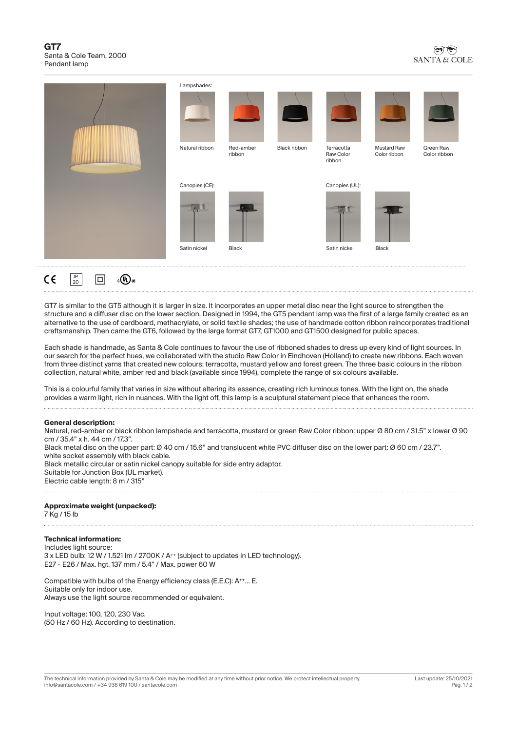# GT7

Santa & Cole Team. 2000
Pendant lamp

SANTA & COLE

Lampshades:

Natural ribbon | Red-amber ribbon | Black ribbon | Terracotta Raw Color ribbon | Mustard Raw Color ribbon | Green Raw Color ribbon

Canopies (CE):

Satin nickel | Black

Canopies (UL):

Satin nickel | Black

CE | IP 20 | ◻ | c UL us

GT7 is similar to the GT5 although it is larger in size. It incorporates an upper metal disc near the light source to strengthen the structure and a diffuser disc on the lower section. Designed in 1994, the GT5 pendant lamp was the first of a large family created as an alternative to the use of cardboard, methacrylate, or solid textile shades; the use of handmade cotton ribbon reincorporates traditional craftsmanship. Then came the GT6, followed by the large format GT7, GT1000 and GT1500 designed for public spaces.

Each shade is handmade, as Santa & Cole continues to favour the use of ribboned shades to dress up every kind of light sources. In our search for the perfect hues, we collaborated with the studio Raw Color in Eindhoven (Holland) to create new ribbons. Each woven from three distinct yarns that created new colours: terracotta, mustard yellow and forest green. The three basic colours in the ribbon collection, natural white, amber red and black (available since 1994), complete the range of six colours available.

This is a colourful family that varies in size without altering its essence, creating rich luminous tones. With the light on, the shade provides a warm light, rich in nuances. With the light off, this lamp is a sculptural statement piece that enhances the room.

**General description:**
Natural, red-amber or black ribbon lampshade and terracotta, mustard or green Raw Color ribbon: upper Ø 80 cm / 31.5" x lower Ø 90 cm / 35.4" x h. 44 cm / 17.3".
Black metal disc on the upper part: Ø 40 cm / 15.6" and translucent white PVC diffuser disc on the lower part: Ø 60 cm / 23.7".
white socket assembly with black cable.
Black metallic circular or satin nickel canopy suitable for side entry adaptor.
Suitable for Junction Box (UL market).
Electric cable length: 8 m / 315"

**Approximate weight (unpacked):**
7 Kg / 15 lb

**Technical information:**
Includes light source:
3 x LED bulb: 12 W / 1.521 lm / 2700K / A++ (subject to updates in LED technology).
E27 - E26 / Max. hgt. 137 mm / 5.4" / Max. power 60 W

Compatible with bulbs of the Energy efficiency class (E.E.C): A++... E.
Suitable only for indoor use.
Always use the light source recommended or equivalent.

Input voltage: 100, 120, 230 Vac.
(50 Hz / 60 Hz). According to destination.

The technical information provided by Santa & Cole may be modified at any time without prior notice. We protect intellectual property.
info@santacole.com / +34 938 619 100 / santacole.com

Last update: 25/10/2021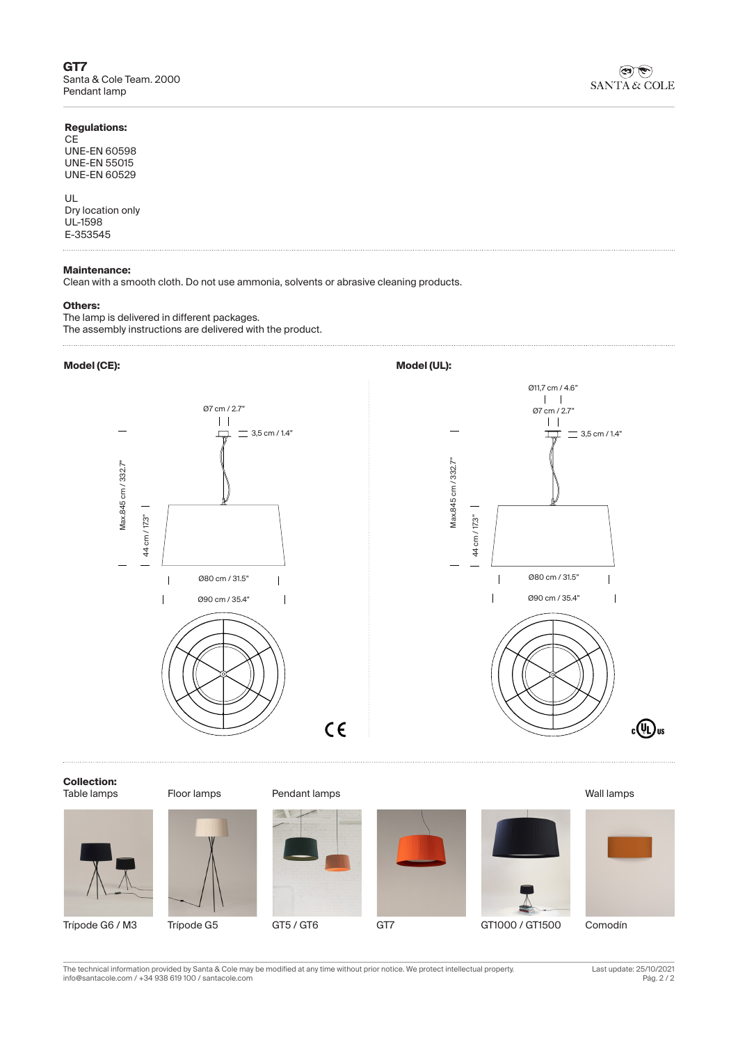**GT7**
Santa & Cole Team. 2000
Pendant lamp

SANTA & COLE

**Regulations:**
CE
UNE-EN 60598
UNE-EN 55015
UNE-EN 60529

UL
Dry location only
UL-1598
E-353545

**Maintenance:**
Clean with a smooth cloth. Do not use ammonia, solvents or abrasive cleaning products.

**Others:**
The lamp is delivered in different packages.
The assembly instructions are delivered with the product.

**Model (CE):**

Ø7 cm / 2.7"
3,5 cm / 1.4"
Max.845 cm / 332.7"
44 cm / 17.3"
Ø80 cm / 31.5"
Ø90 cm / 35.4"

**Model (UL):**

Ø11,7 cm / 4.6"
Ø7 cm / 2.7"
3,5 cm / 1.4"
Max.845 cm / 332.7"
44 cm / 17.3"
Ø80 cm / 31.5"
Ø90 cm / 35.4"

**Collection:**

| Table lamps | Floor lamps | Pendant lamps | | | Wall lamps |
|---|---|---|---|---|---|
| Trípode G6 / M3 | Trípode G5 | GT5 / GT6 | GT7 | GT1000 / GT1500 | Comodín |

The technical information provided by Santa & Cole may be modified at any time without prior notice. We protect intellectual property.
info@santacole.com / +34 938 619 100 / santacole.com

Last update: 25/10/2021